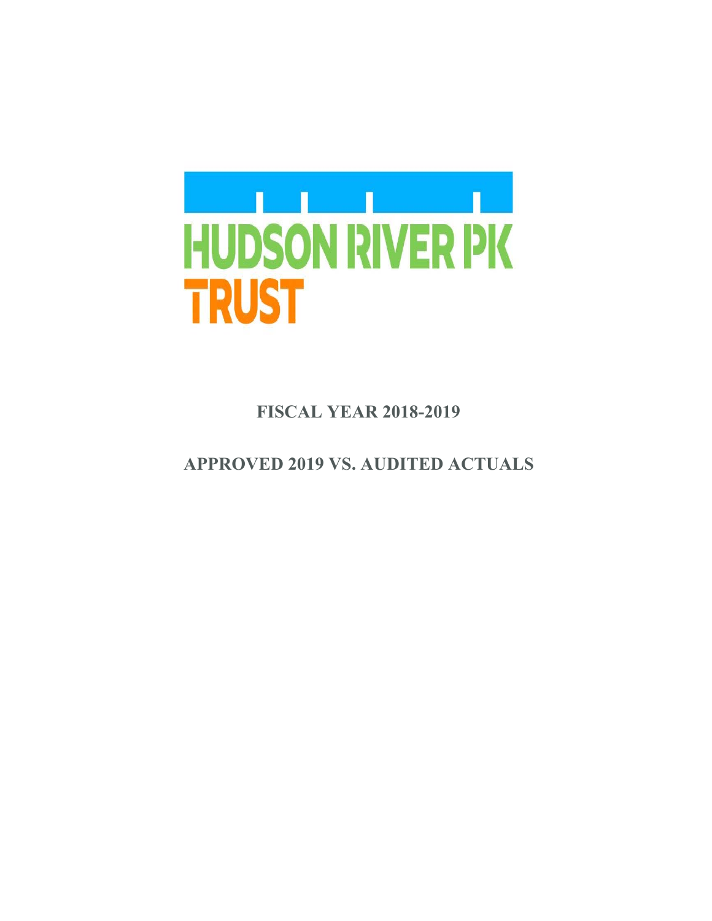HUDSON RIVER PK

TRUST

# FISCAL YEAR 2018-2019

# APPROVED 2019 VS. AUDITED ACTUALS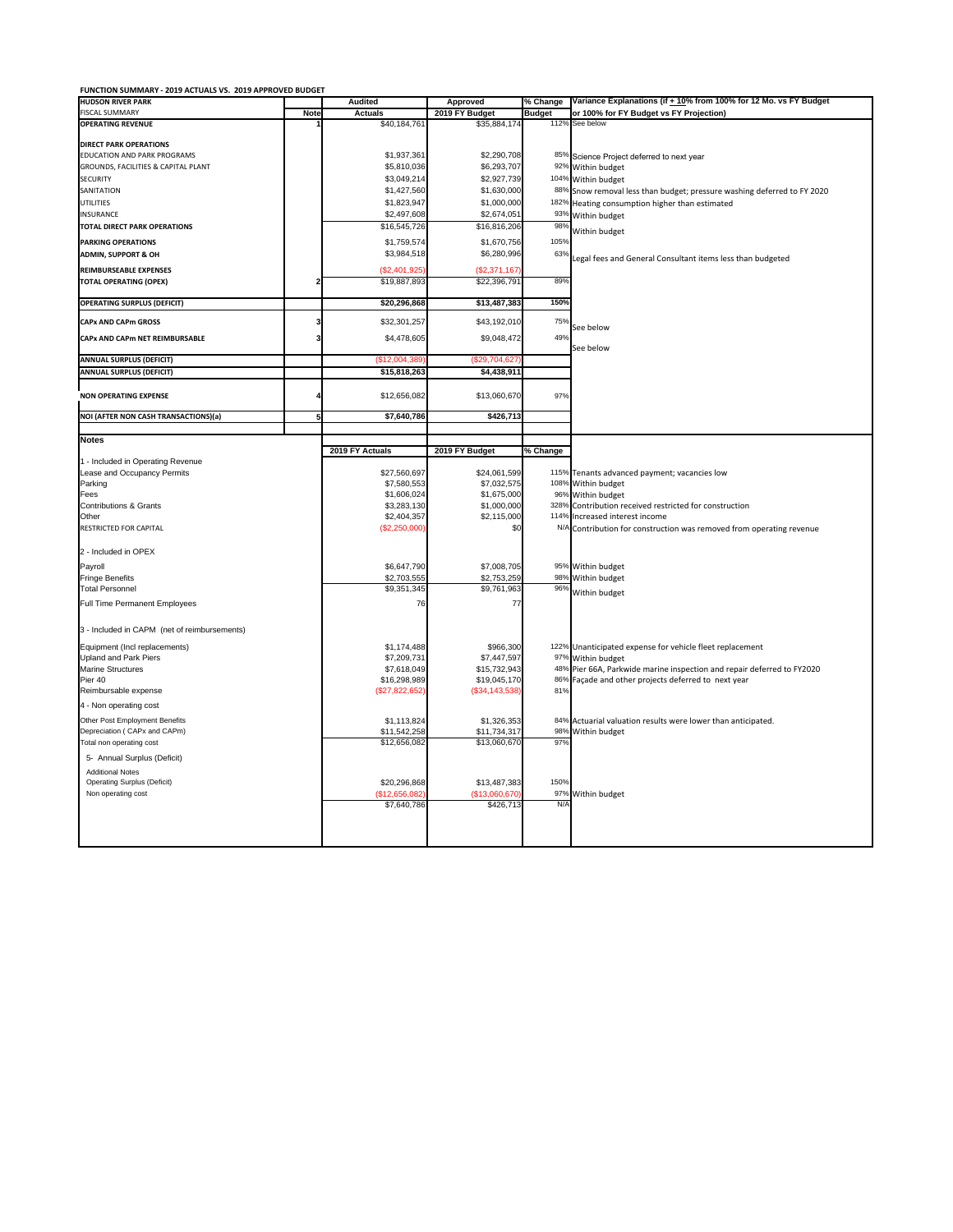**FUNCTION SUMMARY - 2019 ACTUALS VS. 2019 APPROVED BUDGET**

| HUDSON RIVER PARK | | Audited | Approved | % Change | Variance Explanations (if + 10% from 100% for 12 Mo. vs FY Budget |
|---|---|---|---|---|---|
| FISCAL SUMMARY | Note | Actuals | 2019 FY Budget | Budget | or 100% for FY Budget vs FY Projection) |
| OPERATING REVENUE | 1 | $40,184,761 | $35,884,174 | 112% | See below |
| | | | | | |
| DIRECT PARK OPERATIONS | | | | | |
| EDUCATION AND PARK PROGRAMS | | $1,937,361 | $2,290,708 | 85% | Science Project deferred to next year |
| GROUNDS, FACILITIES & CAPITAL PLANT | | $5,810,036 | $6,293,707 | 92% | Within budget |
| SECURITY | | $3,049,214 | $2,927,739 | 104% | Within budget |
| SANITATION | | $1,427,560 | $1,630,000 | 88% | Snow removal less than budget; pressure washing deferred to FY 2020 |
| UTILITIES | | $1,823,947 | $1,000,000 | 182% | Heating consumption higher than estimated |
| INSURANCE | | $2,497,608 | $2,674,051 | 93% | Within budget |
| TOTAL DIRECT PARK OPERATIONS | | $16,545,726 | $16,816,206 | 98% | Within budget |
| PARKING OPERATIONS | | $1,759,574 | $1,670,756 | 105% | |
| ADMIN, SUPPORT & OH | | $3,984,518 | $6,280,996 | 63% | Legal fees and General Consultant items less than budgeted |
| REIMBURSEABLE EXPENSES | | ($2,401,925) | ($2,371,167) | | |
| TOTAL OPERATING (OPEX) | 2 | $19,887,893 | $22,396,791 | 89% | |
| | | | | | |
| OPERATING SURPLUS (DEFICIT) | | **$20,296,868** | **$13,487,383** | **150%** | |
| | | | | | |
| CAPx AND CAPm GROSS | 3 | $32,301,257 | $43,192,010 | 75% | See below |
| CAPx AND CAPm NET REIMBURSABLE | 3 | $4,478,605 | $9,048,472 | 49% | See below |
| | | | | | |
| ANNUAL SURPLUS (DEFICIT) | | ($12,004,389) | ($29,704,627) | | |
| ANNUAL SURPLUS (DEFICIT) | | **$15,818,263** | **$4,438,911** | | |
| | | | | | |
| NON OPERATING EXPENSE | 4 | $12,656,082 | $13,060,670 | 97% | |
| | | | | | |
| NOI (AFTER NON CASH TRANSACTIONS)(a) | 5 | **$7,640,786** | **$426,713** | | |

**Notes**

| | 2019 FY Actuals | 2019 FY Budget | % Change | |
|---|---|---|---|---|
| 1 - Included in Operating Revenue | | | | |
| Lease and Occupancy Permits | $27,560,697 | $24,061,599 | 115% | Tenants advanced payment; vacancies low |
| Parking | $7,580,553 | $7,032,575 | 108% | Within budget |
| Fees | $1,606,024 | $1,675,000 | 96% | Within budget |
| Contributions & Grants | $3,283,130 | $1,000,000 | 328% | Contribution received restricted for construction |
| Other | $2,404,357 | $2,115,000 | 114% | Increased interest income |
| RESTRICTED FOR CAPITAL | ($2,250,000) | $0 | N/A | Contribution for construction was removed from operating revenue |
| | | | | |
| 2 - Included in OPEX | | | | |
| Payroll | $6,647,790 | $7,008,705 | 95% | Within budget |
| Fringe Benefits | $2,703,555 | $2,753,259 | 98% | Within budget |
| Total Personnel | $9,351,345 | $9,761,963 | 96% | Within budget |
| Full Time Permanent Employees | 76 | 77 | | |
| | | | | |
| 3 - Included in CAPM (net of reimbursements) | | | | |
| Equipment (Incl replacements) | $1,174,488 | $966,300 | 122% | Unanticipated expense for vehicle fleet replacement |
| Upland and Park Piers | $7,209,731 | $7,447,597 | 97% | Within budget |
| Marine Structures | $7,618,049 | $15,732,943 | 48% | Pier 66A, Parkwide marine inspection and repair deferred to FY2020 |
| Pier 40 | $16,298,989 | $19,045,170 | 86% | Façade and other projects deferred to next year |
| Reimbursable expense | ($27,822,652) | ($34,143,538) | 81% | |
| 4 - Non operating cost | | | | |
| Other Post Employment Benefits | $1,113,824 | $1,326,353 | 84% | Actuarial valuation results were lower than anticipated. |
| Depreciation ( CAPx and CAPm) | $11,542,258 | $11,734,317 | 98% | Within budget |
| Total non operating cost | $12,656,082 | $13,060,670 | 97% | |
| 5- Annual Surplus (Deficit) | | | | |
| Additional Notes | | | | |
| Operating Surplus (Deficit) | $20,296,868 | $13,487,383 | 150% | |
| Non operating cost | ($12,656,082) | ($13,060,670) | 97% | Within budget |
| | $7,640,786 | $426,713 | N/A | |